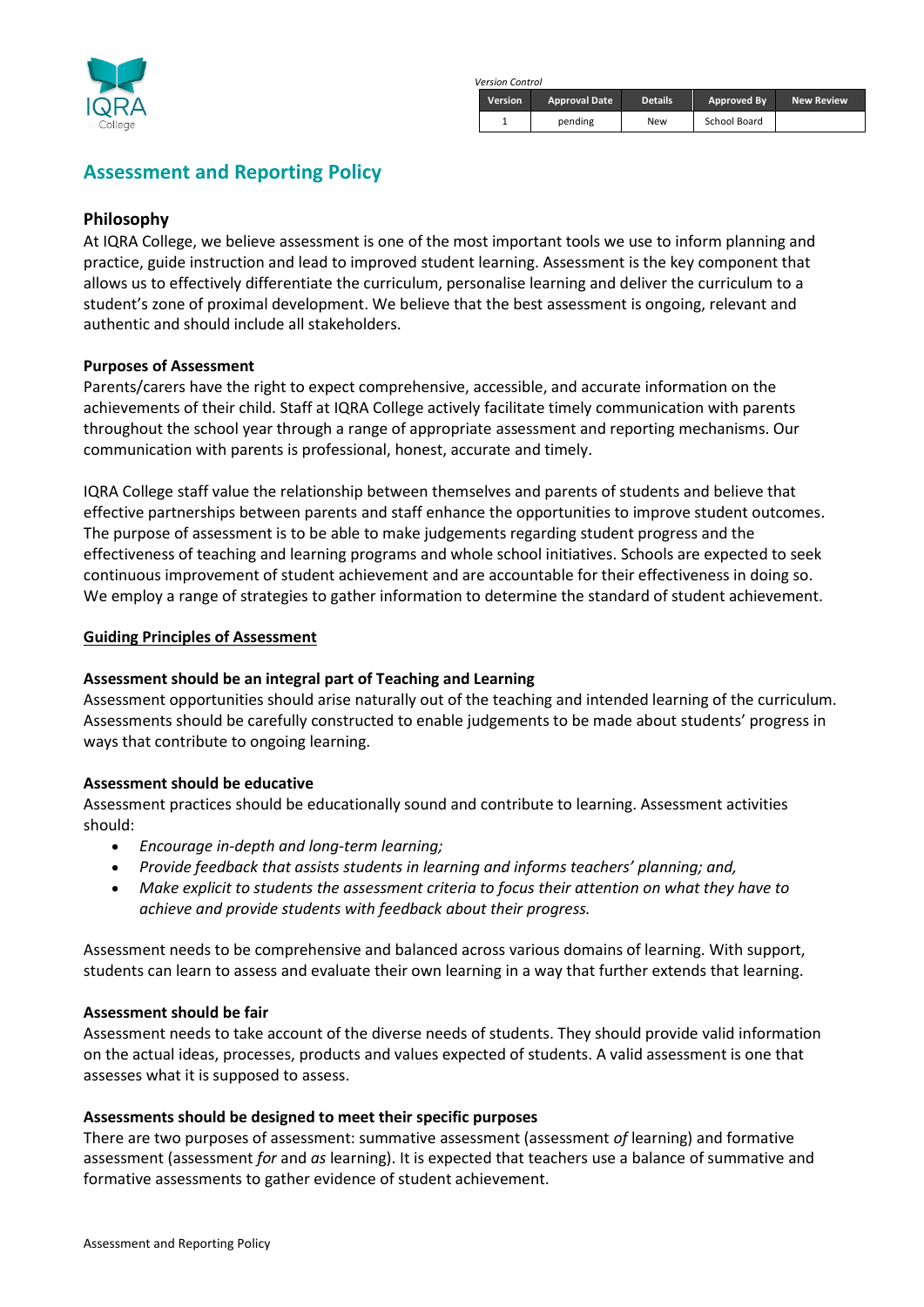IQRA College

*Version Control*

| Version | Approval Date | Details | Approved By | New Review |
|---|---|---|---|---|
| 1 | pending | New | School Board | |

# Assessment and Reporting Policy

## Philosophy

At IQRA College, we believe assessment is one of the most important tools we use to inform planning and practice, guide instruction and lead to improved student learning. Assessment is the key component that allows us to effectively differentiate the curriculum, personalise learning and deliver the curriculum to a student's zone of proximal development. We believe that the best assessment is ongoing, relevant and authentic and should include all stakeholders.

### Purposes of Assessment

Parents/carers have the right to expect comprehensive, accessible, and accurate information on the achievements of their child. Staff at IQRA College actively facilitate timely communication with parents throughout the school year through a range of appropriate assessment and reporting mechanisms. Our communication with parents is professional, honest, accurate and timely.

IQRA College staff value the relationship between themselves and parents of students and believe that effective partnerships between parents and staff enhance the opportunities to improve student outcomes. The purpose of assessment is to be able to make judgements regarding student progress and the effectiveness of teaching and learning programs and whole school initiatives. Schools are expected to seek continuous improvement of student achievement and are accountable for their effectiveness in doing so. We employ a range of strategies to gather information to determine the standard of student achievement.

### Guiding Principles of Assessment

**Assessment should be an integral part of Teaching and Learning**

Assessment opportunities should arise naturally out of the teaching and intended learning of the curriculum. Assessments should be carefully constructed to enable judgements to be made about students' progress in ways that contribute to ongoing learning.

**Assessment should be educative**

Assessment practices should be educationally sound and contribute to learning. Assessment activities should:

- *Encourage in-depth and long-term learning;*
- *Provide feedback that assists students in learning and informs teachers' planning; and,*
- *Make explicit to students the assessment criteria to focus their attention on what they have to achieve and provide students with feedback about their progress.*

Assessment needs to be comprehensive and balanced across various domains of learning. With support, students can learn to assess and evaluate their own learning in a way that further extends that learning.

**Assessment should be fair**

Assessment needs to take account of the diverse needs of students. They should provide valid information on the actual ideas, processes, products and values expected of students. A valid assessment is one that assesses what it is supposed to assess.

**Assessments should be designed to meet their specific purposes**

There are two purposes of assessment: summative assessment (assessment *of* learning) and formative assessment (assessment *for* and *as* learning). It is expected that teachers use a balance of summative and formative assessments to gather evidence of student achievement.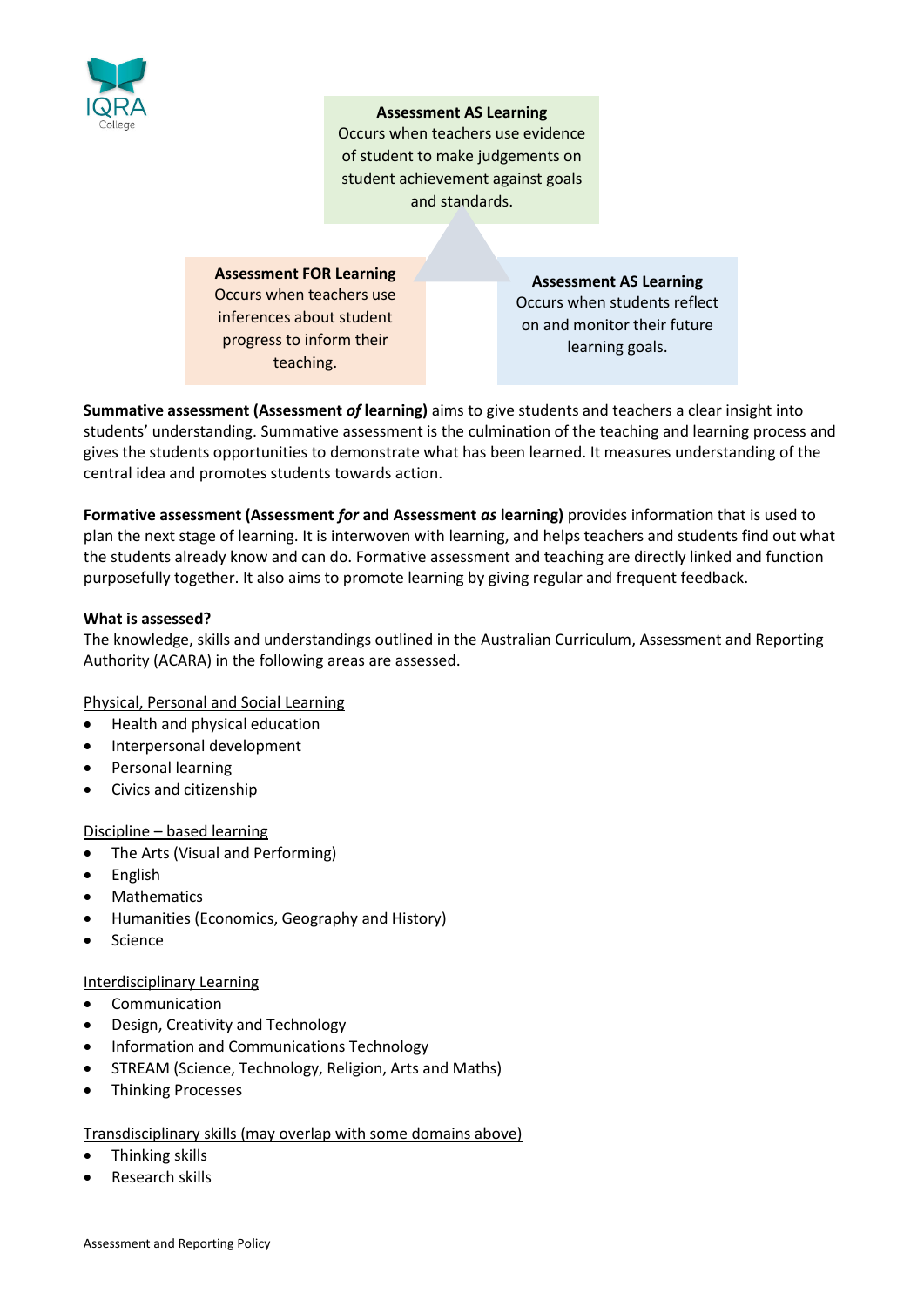**Assessment AS Learning**
Occurs when teachers use evidence of student to make judgements on student achievement against goals and standards.

**Assessment FOR Learning**
Occurs when teachers use inferences about student progress to inform their teaching.

**Assessment AS Learning**
Occurs when students reflect on and monitor their future learning goals.

**Summative assessment (Assessment *of* learning)** aims to give students and teachers a clear insight into students' understanding. Summative assessment is the culmination of the teaching and learning process and gives the students opportunities to demonstrate what has been learned. It measures understanding of the central idea and promotes students towards action.

**Formative assessment (Assessment *for* and Assessment *as* learning)** provides information that is used to plan the next stage of learning. It is interwoven with learning, and helps teachers and students find out what the students already know and can do. Formative assessment and teaching are directly linked and function purposefully together. It also aims to promote learning by giving regular and frequent feedback.

**What is assessed?**
The knowledge, skills and understandings outlined in the Australian Curriculum, Assessment and Reporting Authority (ACARA) in the following areas are assessed.

<u>Physical, Personal and Social Learning</u>

- Health and physical education
- Interpersonal development
- Personal learning
- Civics and citizenship

<u>Discipline – based learning</u>

- The Arts (Visual and Performing)
- English
- Mathematics
- Humanities (Economics, Geography and History)
- Science

<u>Interdisciplinary Learning</u>

- Communication
- Design, Creativity and Technology
- Information and Communications Technology
- STREAM (Science, Technology, Religion, Arts and Maths)
- Thinking Processes

<u>Transdisciplinary skills (may overlap with some domains above)</u>

- Thinking skills
- Research skills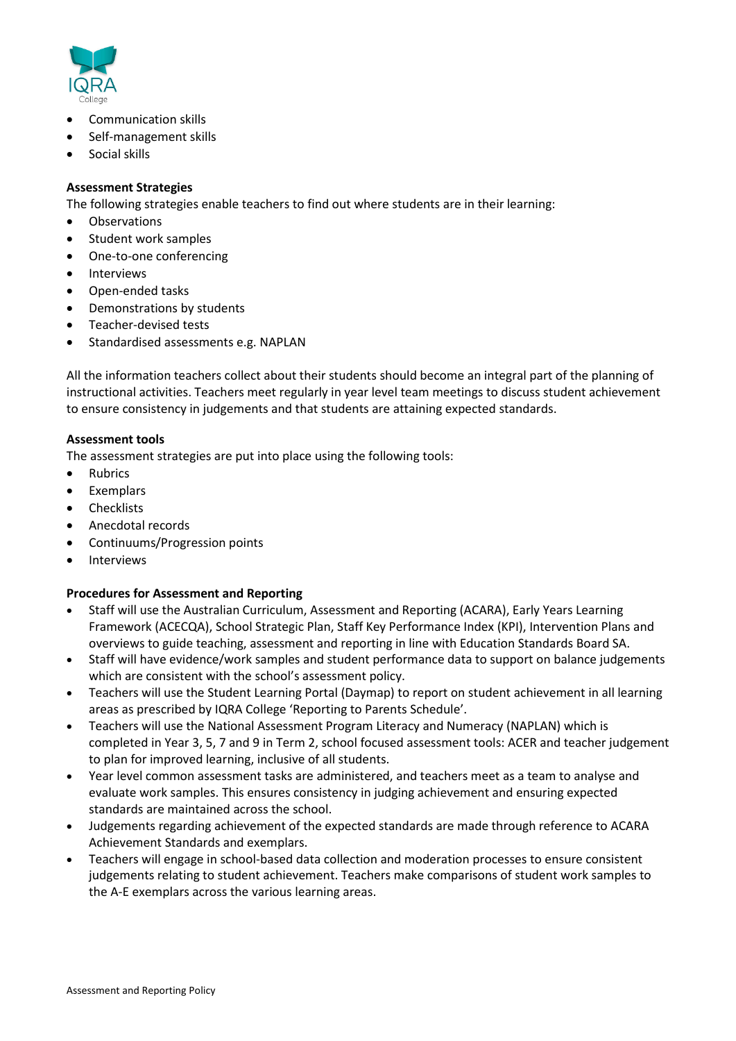- Communication skills
- Self-management skills
- Social skills

**Assessment Strategies**

The following strategies enable teachers to find out where students are in their learning:

- Observations
- Student work samples
- One-to-one conferencing
- Interviews
- Open-ended tasks
- Demonstrations by students
- Teacher-devised tests
- Standardised assessments e.g. NAPLAN

All the information teachers collect about their students should become an integral part of the planning of instructional activities. Teachers meet regularly in year level team meetings to discuss student achievement to ensure consistency in judgements and that students are attaining expected standards.

**Assessment tools**

The assessment strategies are put into place using the following tools:

- Rubrics
- Exemplars
- Checklists
- Anecdotal records
- Continuums/Progression points
- Interviews

**Procedures for Assessment and Reporting**

- Staff will use the Australian Curriculum, Assessment and Reporting (ACARA), Early Years Learning Framework (ACECQA), School Strategic Plan, Staff Key Performance Index (KPI), Intervention Plans and overviews to guide teaching, assessment and reporting in line with Education Standards Board SA.
- Staff will have evidence/work samples and student performance data to support on balance judgements which are consistent with the school's assessment policy.
- Teachers will use the Student Learning Portal (Daymap) to report on student achievement in all learning areas as prescribed by IQRA College 'Reporting to Parents Schedule'.
- Teachers will use the National Assessment Program Literacy and Numeracy (NAPLAN) which is completed in Year 3, 5, 7 and 9 in Term 2, school focused assessment tools: ACER and teacher judgement to plan for improved learning, inclusive of all students.
- Year level common assessment tasks are administered, and teachers meet as a team to analyse and evaluate work samples. This ensures consistency in judging achievement and ensuring expected standards are maintained across the school.
- Judgements regarding achievement of the expected standards are made through reference to ACARA Achievement Standards and exemplars.
- Teachers will engage in school-based data collection and moderation processes to ensure consistent judgements relating to student achievement. Teachers make comparisons of student work samples to the A-E exemplars across the various learning areas.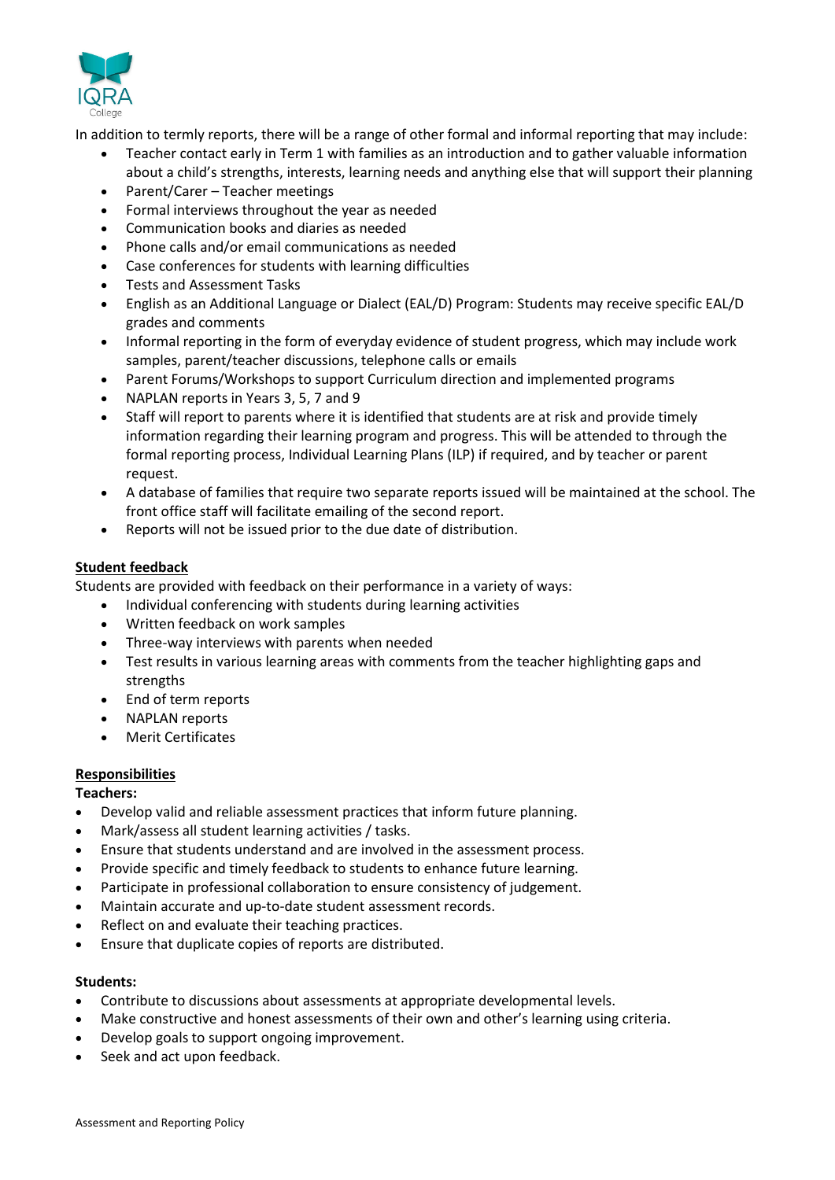In addition to termly reports, there will be a range of other formal and informal reporting that may include:

- Teacher contact early in Term 1 with families as an introduction and to gather valuable information about a child's strengths, interests, learning needs and anything else that will support their planning
- Parent/Carer – Teacher meetings
- Formal interviews throughout the year as needed
- Communication books and diaries as needed
- Phone calls and/or email communications as needed
- Case conferences for students with learning difficulties
- Tests and Assessment Tasks
- English as an Additional Language or Dialect (EAL/D) Program: Students may receive specific EAL/D grades and comments
- Informal reporting in the form of everyday evidence of student progress, which may include work samples, parent/teacher discussions, telephone calls or emails
- Parent Forums/Workshops to support Curriculum direction and implemented programs
- NAPLAN reports in Years 3, 5, 7 and 9
- Staff will report to parents where it is identified that students are at risk and provide timely information regarding their learning program and progress. This will be attended to through the formal reporting process, Individual Learning Plans (ILP) if required, and by teacher or parent request.
- A database of families that require two separate reports issued will be maintained at the school. The front office staff will facilitate emailing of the second report.
- Reports will not be issued prior to the due date of distribution.

## Student feedback

Students are provided with feedback on their performance in a variety of ways:

- Individual conferencing with students during learning activities
- Written feedback on work samples
- Three-way interviews with parents when needed
- Test results in various learning areas with comments from the teacher highlighting gaps and strengths
- End of term reports
- NAPLAN reports
- Merit Certificates

## Responsibilities

**Teachers:**

- Develop valid and reliable assessment practices that inform future planning.
- Mark/assess all student learning activities / tasks.
- Ensure that students understand and are involved in the assessment process.
- Provide specific and timely feedback to students to enhance future learning.
- Participate in professional collaboration to ensure consistency of judgement.
- Maintain accurate and up-to-date student assessment records.
- Reflect on and evaluate their teaching practices.
- Ensure that duplicate copies of reports are distributed.

**Students:**

- Contribute to discussions about assessments at appropriate developmental levels.
- Make constructive and honest assessments of their own and other's learning using criteria.
- Develop goals to support ongoing improvement.
- Seek and act upon feedback.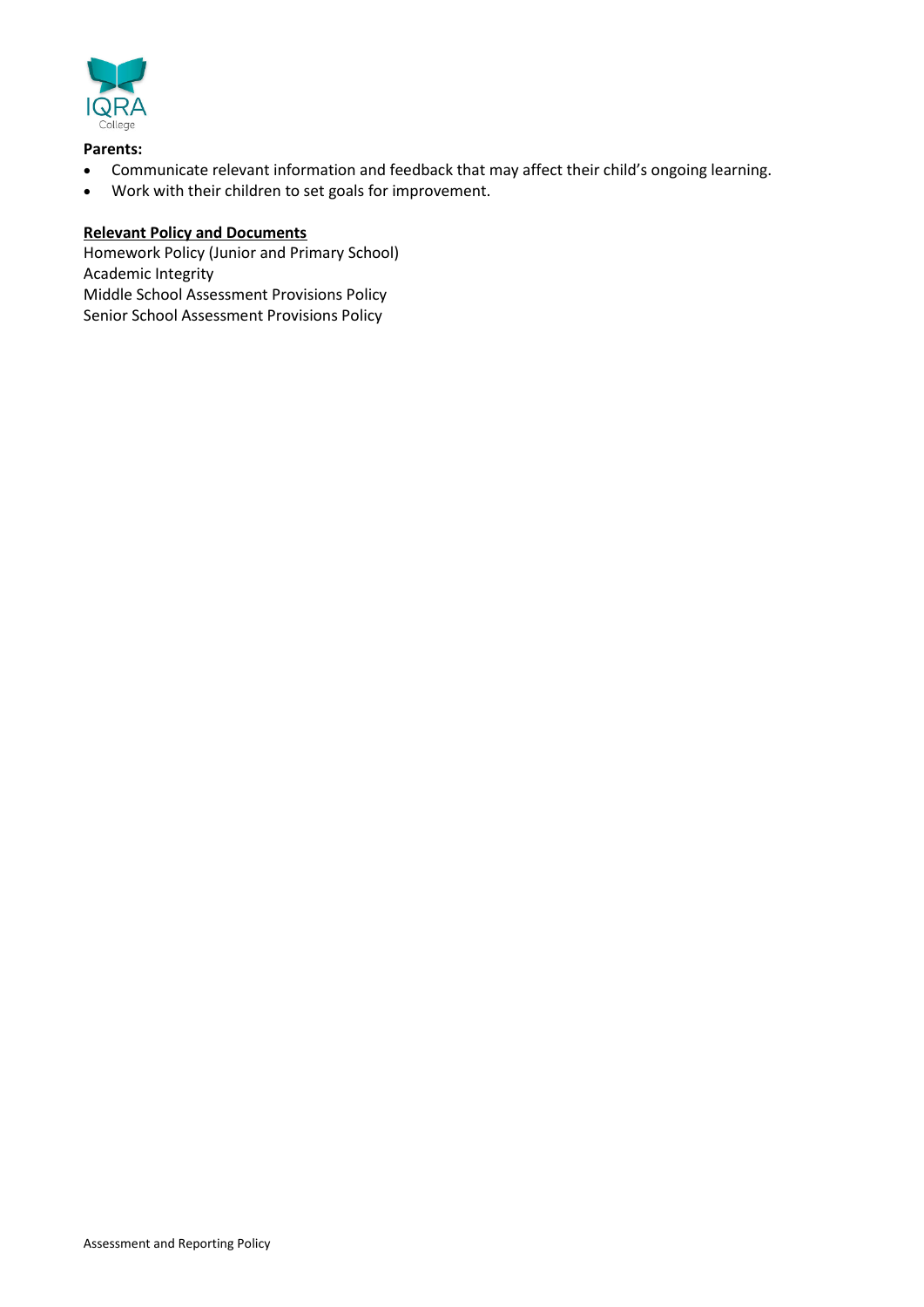**Parents:**

- Communicate relevant information and feedback that may affect their child's ongoing learning.
- Work with their children to set goals for improvement.

**Relevant Policy and Documents**

Homework Policy (Junior and Primary School)
Academic Integrity
Middle School Assessment Provisions Policy
Senior School Assessment Provisions Policy